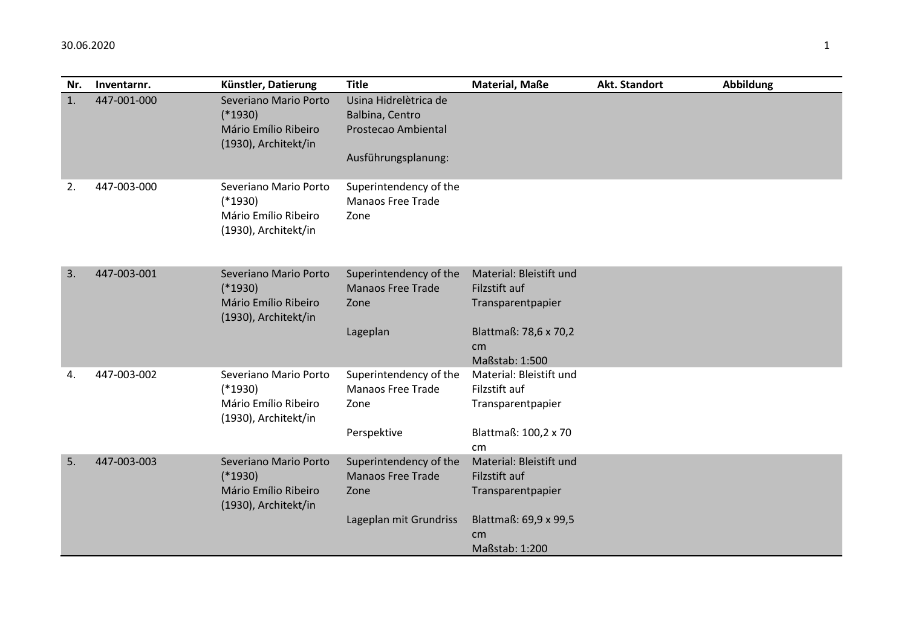| Nr. | Inventarnr. | Künstler, Datierung | Title | Material, Maße | Akt. Standort | Abbildung |
|---|---|---|---|---|---|---|
| 1. | 447-001-000 | Severiano Mario Porto (*1930)<br>Mário Emílio Ribeiro (1930), Architekt/in | Usina Hidrelètrica de Balbina, Centro Prostecao Ambiental<br><br>Ausführungsplanung: | | | |
| 2. | 447-003-000 | Severiano Mario Porto (*1930)<br>Mário Emílio Ribeiro (1930), Architekt/in | Superintendency of the Manaos Free Trade Zone | | | |
| 3. | 447-003-001 | Severiano Mario Porto (*1930)<br>Mário Emílio Ribeiro (1930), Architekt/in | Superintendency of the Manaos Free Trade Zone<br><br>Lageplan | Material: Bleistift und Filzstift auf Transparentpapier<br><br>Blattmaß: 78,6 x 70,2 cm<br>Maßstab: 1:500 | | |
| 4. | 447-003-002 | Severiano Mario Porto (*1930)<br>Mário Emílio Ribeiro (1930), Architekt/in | Superintendency of the Manaos Free Trade Zone<br><br>Perspektive | Material: Bleistift und Filzstift auf Transparentpapier<br><br>Blattmaß: 100,2 x 70 cm | | |
| 5. | 447-003-003 | Severiano Mario Porto (*1930)<br>Mário Emílio Ribeiro (1930), Architekt/in | Superintendency of the Manaos Free Trade Zone<br><br>Lageplan mit Grundriss | Material: Bleistift und Filzstift auf Transparentpapier<br><br>Blattmaß: 69,9 x 99,5 cm<br>Maßstab: 1:200 | | |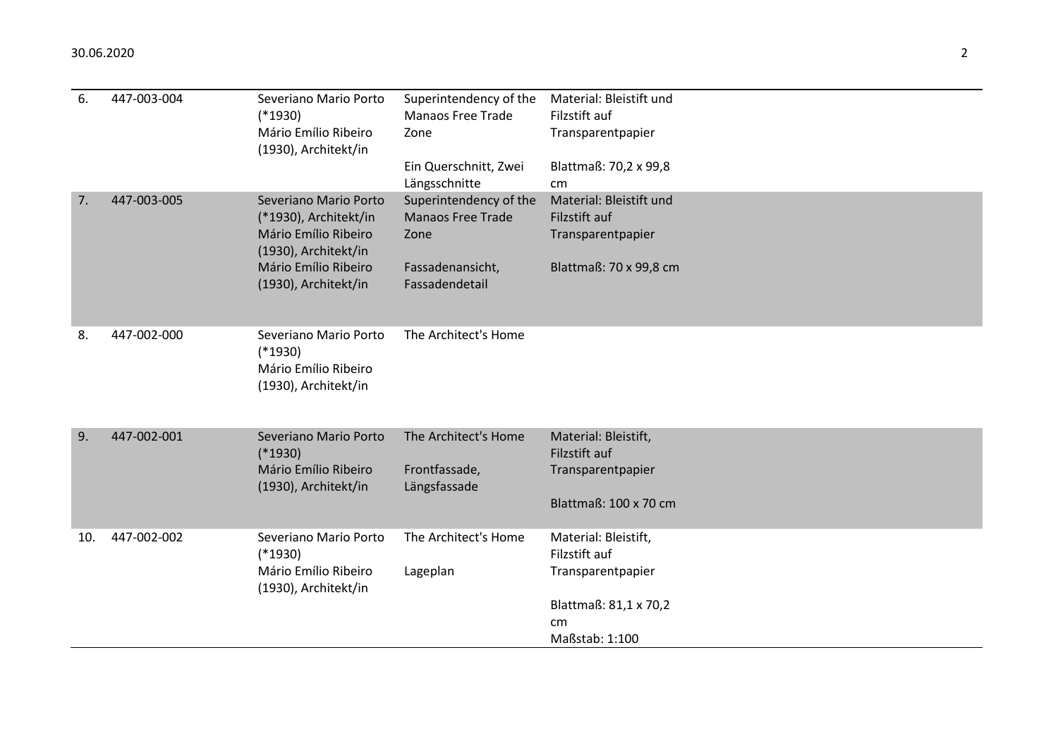| | | | | |
|---|---|---|---|---|
| 6. | 447-003-004 | Severiano Mario Porto (*1930)<br>Mário Emílio Ribeiro (1930), Architekt/in | Superintendency of the Manaos Free Trade Zone<br><br>Ein Querschnitt, Zwei Längsschnitte | Material: Bleistift und Filzstift auf Transparentpapier<br><br>Blattmaß: 70,2 x 99,8 cm |
| 7. | 447-003-005 | Severiano Mario Porto (*1930), Architekt/in<br>Mário Emílio Ribeiro (1930), Architekt/in<br>Mário Emílio Ribeiro (1930), Architekt/in | Superintendency of the Manaos Free Trade Zone<br><br>Fassadenansicht, Fassadendetail | Material: Bleistift und Filzstift auf Transparentpapier<br><br>Blattmaß: 70 x 99,8 cm |
| 8. | 447-002-000 | Severiano Mario Porto (*1930)<br>Mário Emílio Ribeiro (1930), Architekt/in | The Architect's Home | |
| 9. | 447-002-001 | Severiano Mario Porto (*1930)<br>Mário Emílio Ribeiro (1930), Architekt/in | The Architect's Home<br><br>Frontfassade, Längsfassade | Material: Bleistift, Filzstift auf Transparentpapier<br><br>Blattmaß: 100 x 70 cm |
| 10. | 447-002-002 | Severiano Mario Porto (*1930)<br>Mário Emílio Ribeiro (1930), Architekt/in | The Architect's Home<br><br>Lageplan | Material: Bleistift, Filzstift auf Transparentpapier<br><br>Blattmaß: 81,1 x 70,2 cm<br>Maßstab: 1:100 |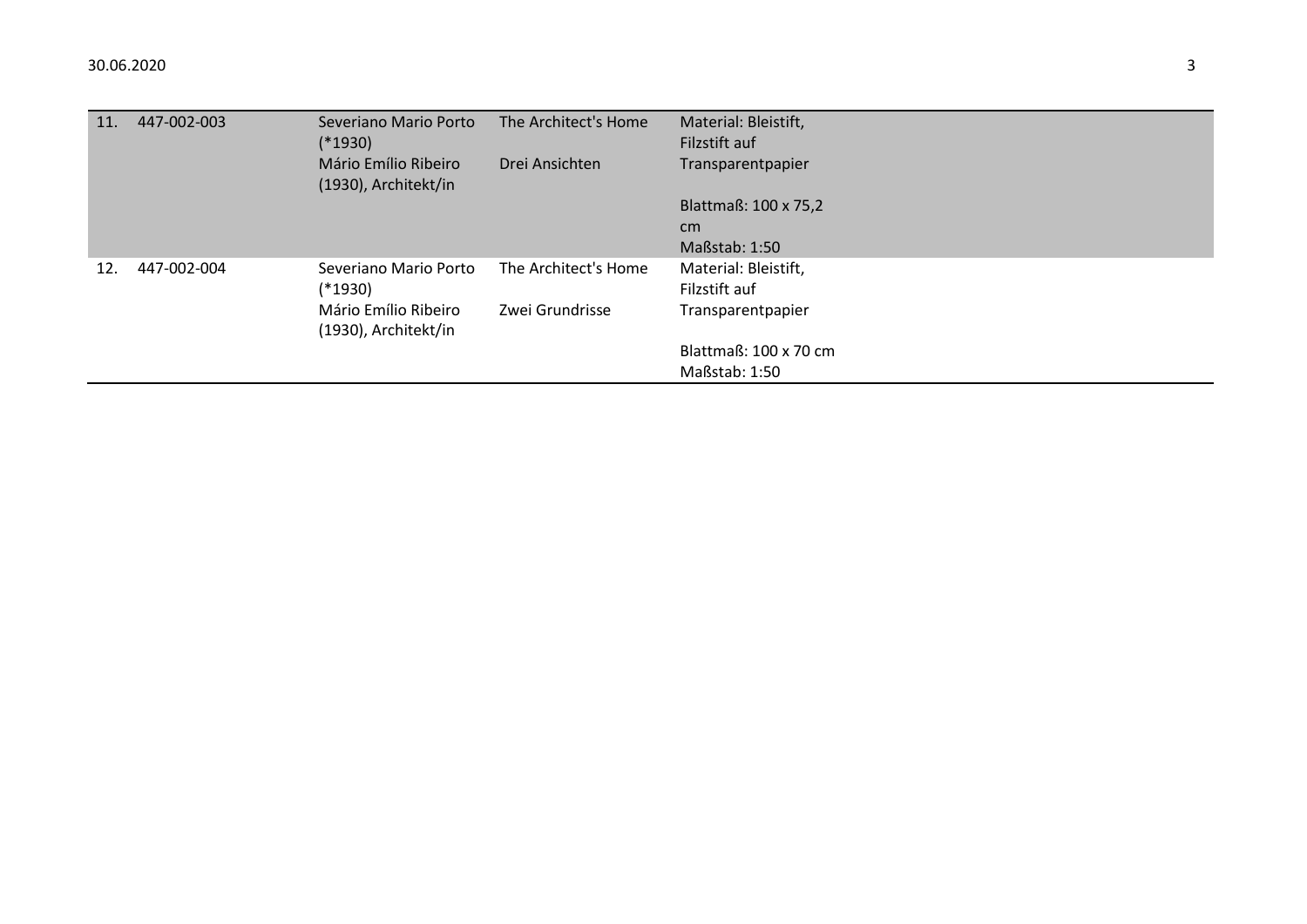| | | | | |
|---|---|---|---|---|
| 11. | 447-002-003 | Severiano Mario Porto (*1930)<br>Mário Emílio Ribeiro (1930), Architekt/in | The Architect's Home<br>Drei Ansichten | Material: Bleistift, Filzstift auf Transparentpapier<br><br>Blattmaß: 100 x 75,2 cm<br>Maßstab: 1:50 |
| 12. | 447-002-004 | Severiano Mario Porto (*1930)<br>Mário Emílio Ribeiro (1930), Architekt/in | The Architect's Home<br>Zwei Grundrisse | Material: Bleistift, Filzstift auf Transparentpapier<br><br>Blattmaß: 100 x 70 cm<br>Maßstab: 1:50 |